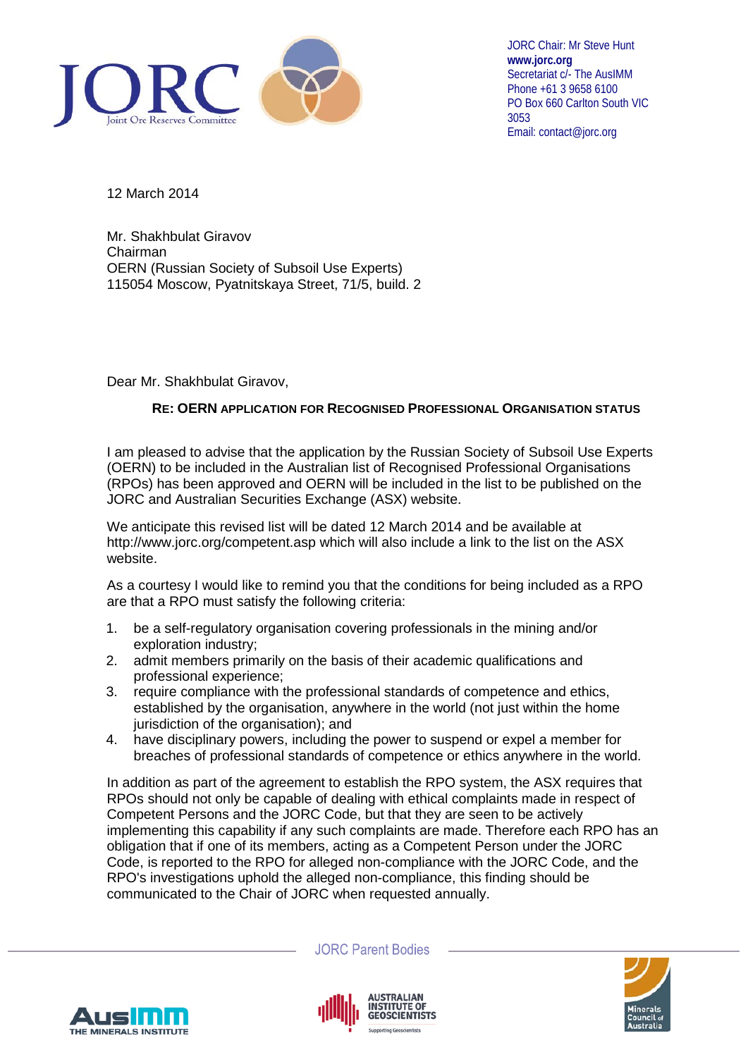JORC Chair: Mr Steve Hunt
**www.jorc.org**
Secretariat c/- The AusIMM
Phone +61 3 9658 6100
PO Box 660 Carlton South VIC 3053
Email: contact@jorc.org

12 March 2014

Mr. Shakhbulat Giravov
Chairman
OERN (Russian Society of Subsoil Use Experts)
115054 Moscow, Pyatnitskaya Street, 71/5, build. 2

Dear Mr. Shakhbulat Giravov,

**RE: OERN APPLICATION FOR RECOGNISED PROFESSIONAL ORGANISATION STATUS**

I am pleased to advise that the application by the Russian Society of Subsoil Use Experts (OERN) to be included in the Australian list of Recognised Professional Organisations (RPOs) has been approved and OERN will be included in the list to be published on the JORC and Australian Securities Exchange (ASX) website.

We anticipate this revised list will be dated 12 March 2014 and be available at http://www.jorc.org/competent.asp which will also include a link to the list on the ASX website.

As a courtesy I would like to remind you that the conditions for being included as a RPO are that a RPO must satisfy the following criteria:

1. be a self-regulatory organisation covering professionals in the mining and/or exploration industry;
2. admit members primarily on the basis of their academic qualifications and professional experience;
3. require compliance with the professional standards of competence and ethics, established by the organisation, anywhere in the world (not just within the home jurisdiction of the organisation); and
4. have disciplinary powers, including the power to suspend or expel a member for breaches of professional standards of competence or ethics anywhere in the world.

In addition as part of the agreement to establish the RPO system, the ASX requires that RPOs should not only be capable of dealing with ethical complaints made in respect of Competent Persons and the JORC Code, but that they are seen to be actively implementing this capability if any such complaints are made. Therefore each RPO has an obligation that if one of its members, acting as a Competent Person under the JORC Code, is reported to the RPO for alleged non-compliance with the JORC Code, and the RPO's investigations uphold the alleged non-compliance, this finding should be communicated to the Chair of JORC when requested annually.

JORC Parent Bodies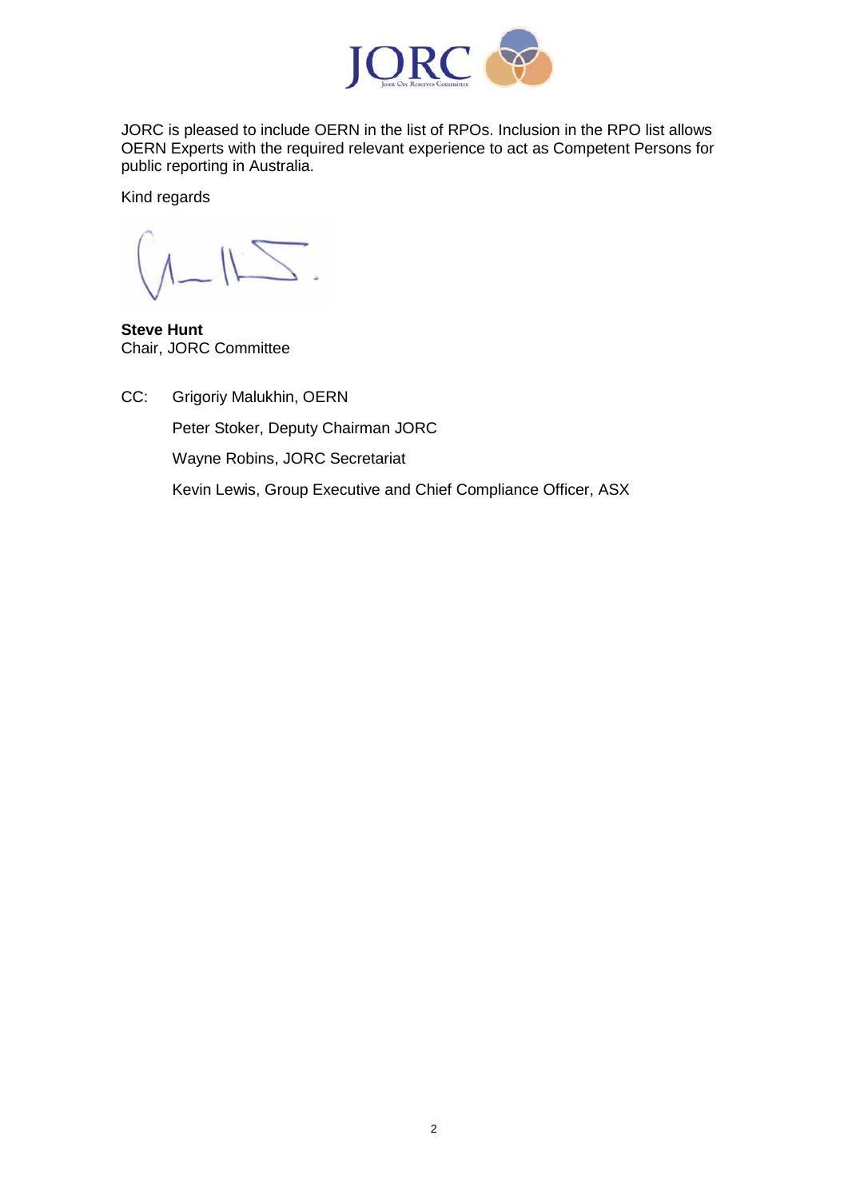JORC is pleased to include OERN in the list of RPOs. Inclusion in the RPO list allows OERN Experts with the required relevant experience to act as Competent Persons for public reporting in Australia.

Kind regards

**Steve Hunt**
Chair, JORC Committee

CC: Grigoriy Malukhin, OERN

Peter Stoker, Deputy Chairman JORC

Wayne Robins, JORC Secretariat

Kevin Lewis, Group Executive and Chief Compliance Officer, ASX